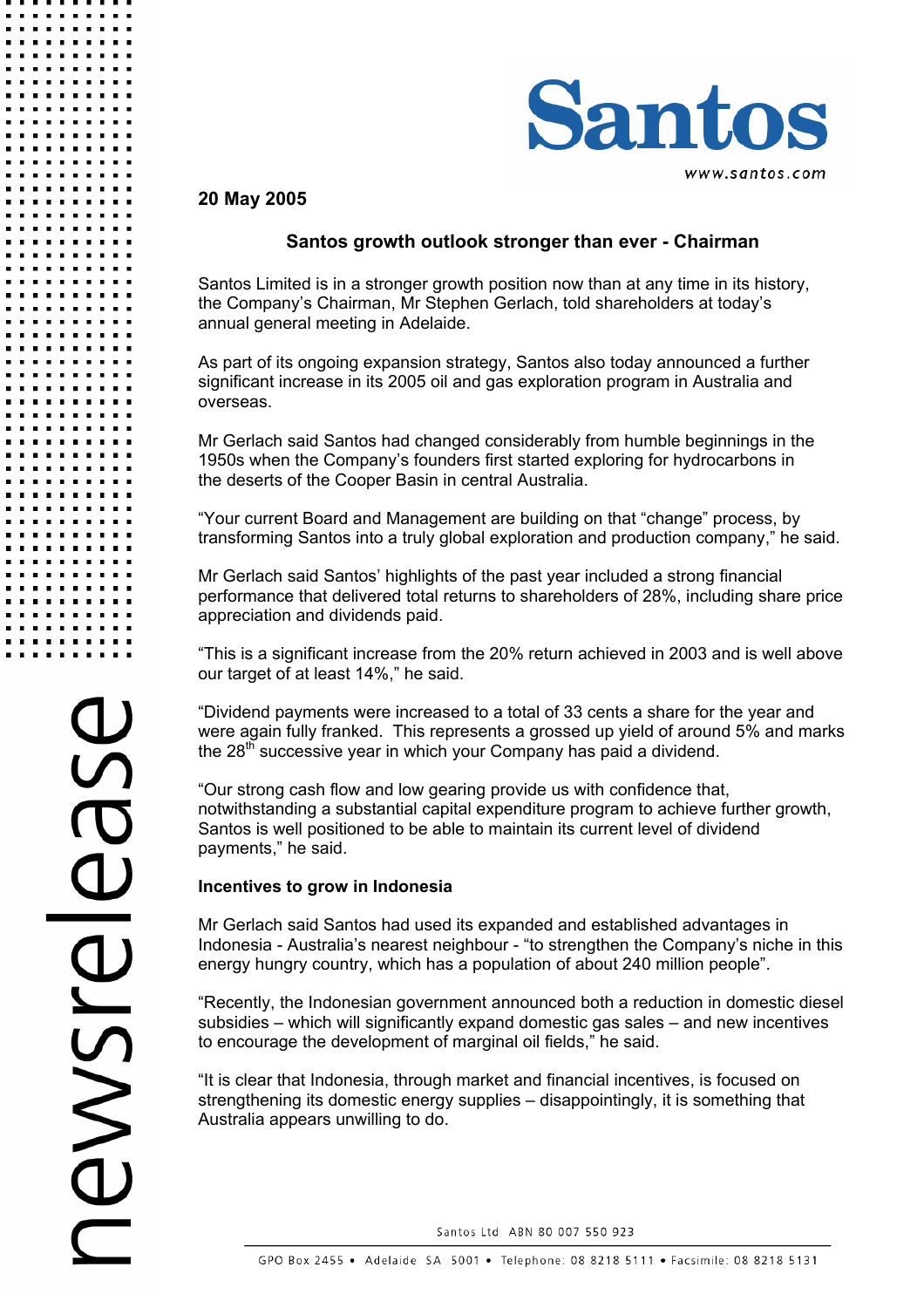**20 May 2005**

## Santos growth outlook stronger than ever - Chairman

Santos Limited is in a stronger growth position now than at any time in its history, the Company's Chairman, Mr Stephen Gerlach, told shareholders at today's annual general meeting in Adelaide.

As part of its ongoing expansion strategy, Santos also today announced a further significant increase in its 2005 oil and gas exploration program in Australia and overseas.

Mr Gerlach said Santos had changed considerably from humble beginnings in the 1950s when the Company's founders first started exploring for hydrocarbons in the deserts of the Cooper Basin in central Australia.

"Your current Board and Management are building on that "change" process, by transforming Santos into a truly global exploration and production company," he said.

Mr Gerlach said Santos' highlights of the past year included a strong financial performance that delivered total returns to shareholders of 28%, including share price appreciation and dividends paid.

"This is a significant increase from the 20% return achieved in 2003 and is well above our target of at least 14%," he said.

"Dividend payments were increased to a total of 33 cents a share for the year and were again fully franked. This represents a grossed up yield of around 5% and marks the 28th successive year in which your Company has paid a dividend.

"Our strong cash flow and low gearing provide us with confidence that, notwithstanding a substantial capital expenditure program to achieve further growth, Santos is well positioned to be able to maintain its current level of dividend payments," he said.

**Incentives to grow in Indonesia**

Mr Gerlach said Santos had used its expanded and established advantages in Indonesia - Australia's nearest neighbour - "to strengthen the Company's niche in this energy hungry country, which has a population of about 240 million people".

"Recently, the Indonesian government announced both a reduction in domestic diesel subsidies – which will significantly expand domestic gas sales – and new incentives to encourage the development of marginal oil fields," he said.

"It is clear that Indonesia, through market and financial incentives, is focused on strengthening its domestic energy supplies – disappointingly, it is something that Australia appears unwilling to do.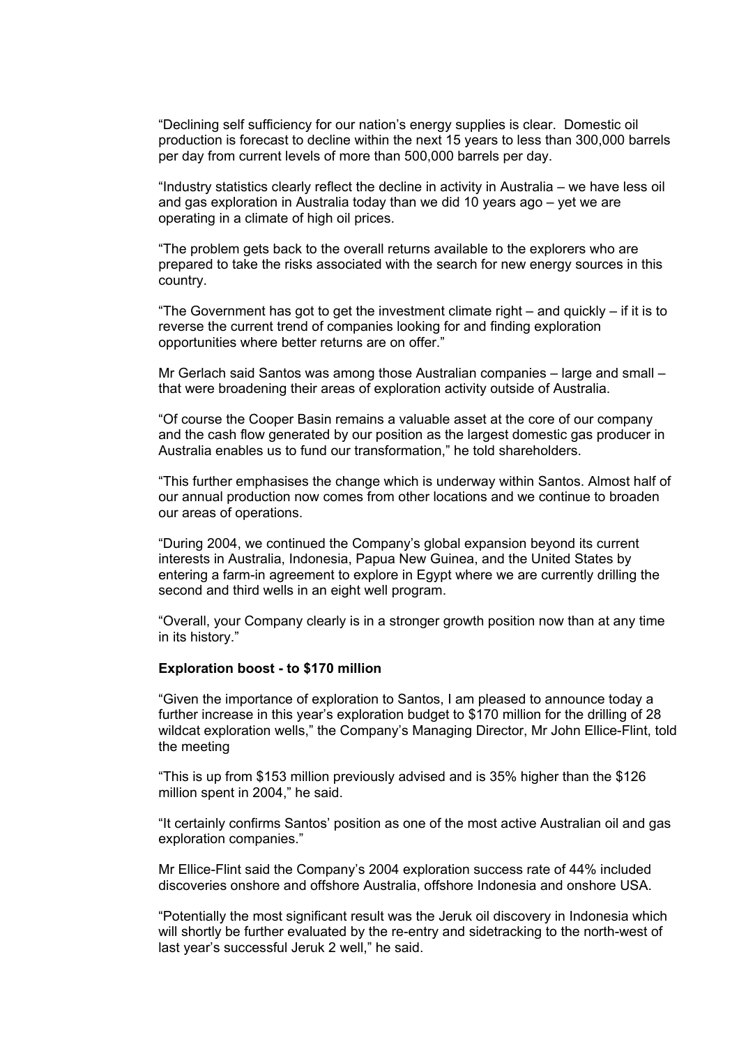"Declining self sufficiency for our nation's energy supplies is clear. Domestic oil production is forecast to decline within the next 15 years to less than 300,000 barrels per day from current levels of more than 500,000 barrels per day.

"Industry statistics clearly reflect the decline in activity in Australia – we have less oil and gas exploration in Australia today than we did 10 years ago – yet we are operating in a climate of high oil prices.

"The problem gets back to the overall returns available to the explorers who are prepared to take the risks associated with the search for new energy sources in this country.

"The Government has got to get the investment climate right – and quickly – if it is to reverse the current trend of companies looking for and finding exploration opportunities where better returns are on offer."

Mr Gerlach said Santos was among those Australian companies – large and small – that were broadening their areas of exploration activity outside of Australia.

"Of course the Cooper Basin remains a valuable asset at the core of our company and the cash flow generated by our position as the largest domestic gas producer in Australia enables us to fund our transformation," he told shareholders.

"This further emphasises the change which is underway within Santos. Almost half of our annual production now comes from other locations and we continue to broaden our areas of operations.

"During 2004, we continued the Company's global expansion beyond its current interests in Australia, Indonesia, Papua New Guinea, and the United States by entering a farm-in agreement to explore in Egypt where we are currently drilling the second and third wells in an eight well program.

"Overall, your Company clearly is in a stronger growth position now than at any time in its history."

**Exploration boost - to $170 million**

"Given the importance of exploration to Santos, I am pleased to announce today a further increase in this year's exploration budget to $170 million for the drilling of 28 wildcat exploration wells," the Company's Managing Director, Mr John Ellice-Flint, told the meeting

"This is up from $153 million previously advised and is 35% higher than the $126 million spent in 2004," he said.

"It certainly confirms Santos' position as one of the most active Australian oil and gas exploration companies."

Mr Ellice-Flint said the Company's 2004 exploration success rate of 44% included discoveries onshore and offshore Australia, offshore Indonesia and onshore USA.

"Potentially the most significant result was the Jeruk oil discovery in Indonesia which will shortly be further evaluated by the re-entry and sidetracking to the north-west of last year's successful Jeruk 2 well," he said.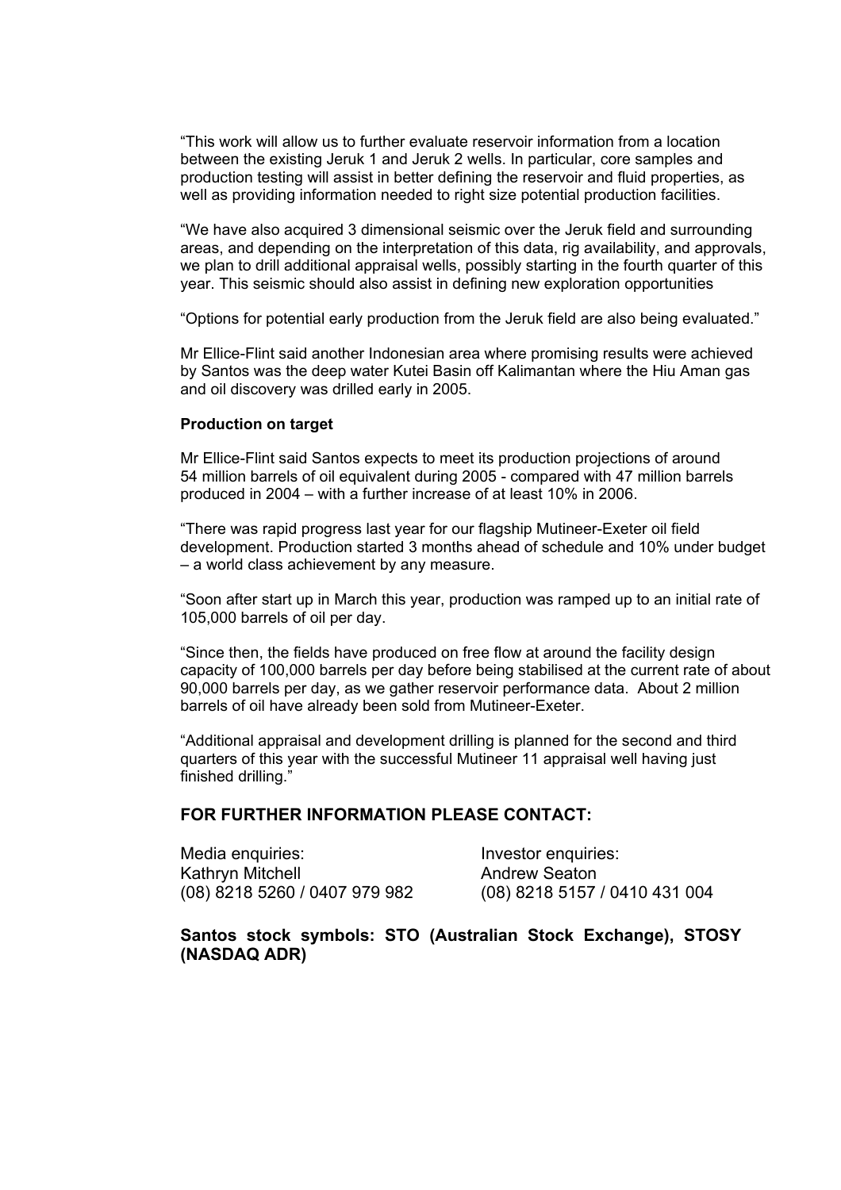"This work will allow us to further evaluate reservoir information from a location between the existing Jeruk 1 and Jeruk 2 wells. In particular, core samples and production testing will assist in better defining the reservoir and fluid properties, as well as providing information needed to right size potential production facilities.

"We have also acquired 3 dimensional seismic over the Jeruk field and surrounding areas, and depending on the interpretation of this data, rig availability, and approvals, we plan to drill additional appraisal wells, possibly starting in the fourth quarter of this year. This seismic should also assist in defining new exploration opportunities

"Options for potential early production from the Jeruk field are also being evaluated."

Mr Ellice-Flint said another Indonesian area where promising results were achieved by Santos was the deep water Kutei Basin off Kalimantan where the Hiu Aman gas and oil discovery was drilled early in 2005.

**Production on target**

Mr Ellice-Flint said Santos expects to meet its production projections of around 54 million barrels of oil equivalent during 2005 - compared with 47 million barrels produced in 2004 – with a further increase of at least 10% in 2006.

"There was rapid progress last year for our flagship Mutineer-Exeter oil field development. Production started 3 months ahead of schedule and 10% under budget – a world class achievement by any measure.

"Soon after start up in March this year, production was ramped up to an initial rate of 105,000 barrels of oil per day.

"Since then, the fields have produced on free flow at around the facility design capacity of 100,000 barrels per day before being stabilised at the current rate of about 90,000 barrels per day, as we gather reservoir performance data. About 2 million barrels of oil have already been sold from Mutineer-Exeter.

"Additional appraisal and development drilling is planned for the second and third quarters of this year with the successful Mutineer 11 appraisal well having just finished drilling."

## FOR FURTHER INFORMATION PLEASE CONTACT:

| Media enquiries: | Investor enquiries: |
|---|---|
| Kathryn Mitchell | Andrew Seaton |
| (08) 8218 5260 / 0407 979 982 | (08) 8218 5157 / 0410 431 004 |

**Santos stock symbols: STO (Australian Stock Exchange), STOSY (NASDAQ ADR)**